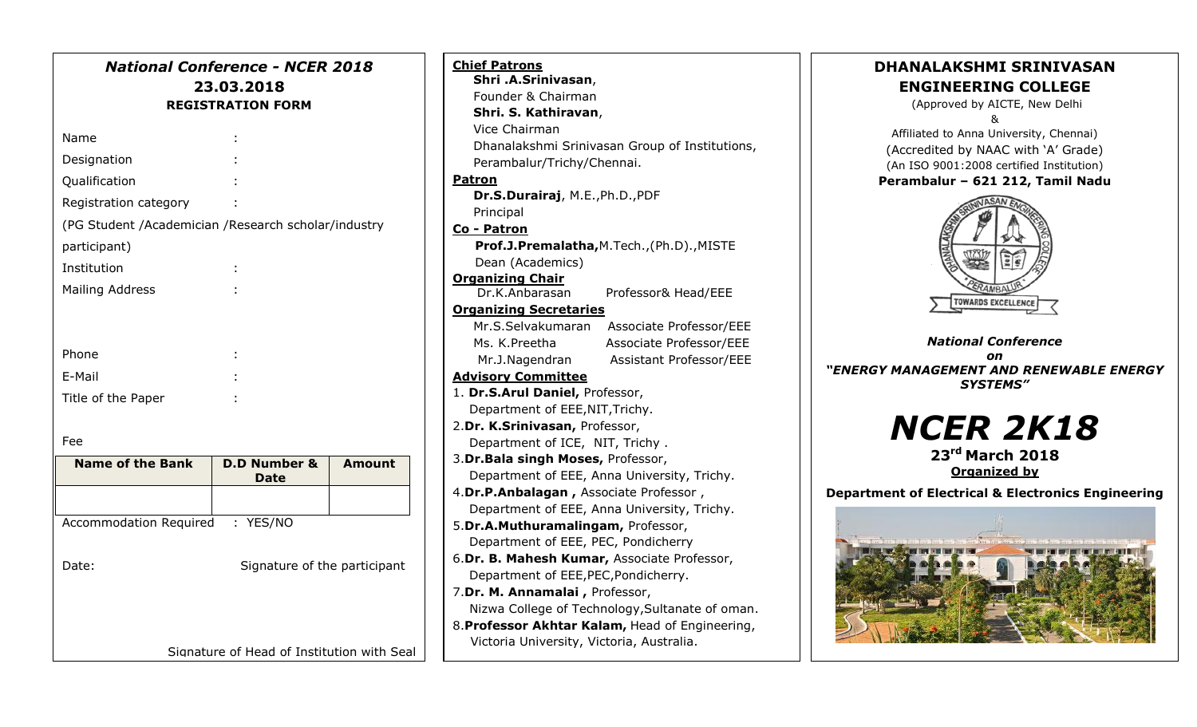## *National Conference - NCER 2018*

### 23.03.2018

### REGISTRATION FORM

Name :

Designation :

Qualification :

Registration category :

(PG Student /Academician /Research scholar/industry participant)

Institution :

Mailing Address :

Phone :

E-Mail :

Title of the Paper :

Fee

| Name of the Bank | D.D Number & Date | Amount |
|---|---|---|
| | | |

Accommodation Required : YES/NO

Date: Signature of the participant

Signature of Head of Institution with Seal

**Chief Patrons**

**Shri .A.Srinivasan**, Founder & Chairman

**Shri. S. Kathiravan**, Vice Chairman

Dhanalakshmi Srinivasan Group of Institutions, Perambalur/Trichy/Chennai.

**Patron**

**Dr.S.Durairaj**, M.E.,Ph.D.,PDF
Principal

**Co - Patron**

**Prof.J.Premalatha,**M.Tech.,(Ph.D).,MISTE
Dean (Academics)

**Organizing Chair**

Dr.K.Anbarasan Professor& Head/EEE

**Organizing Secretaries**

Mr.S.Selvakumaran Associate Professor/EEE

Ms. K.Preetha Associate Professor/EEE

Mr.J.Nagendran Assistant Professor/EEE

**Advisory Committee**

1. **Dr.S.Arul Daniel,** Professor, Department of EEE,NIT,Trichy.
2. **Dr. K.Srinivasan,** Professor, Department of ICE, NIT, Trichy .
3. **Dr.Bala singh Moses,** Professor, Department of EEE, Anna University, Trichy.
4. **Dr.P.Anbalagan ,** Associate Professor , Department of EEE, Anna University, Trichy.
5. **Dr.A.Muthuramalingam,** Professor, Department of EEE, PEC, Pondicherry
6. **Dr. B. Mahesh Kumar,** Associate Professor, Department of EEE,PEC,Pondicherry.
7. **Dr. M. Annamalai ,** Professor, Nizwa College of Technology,Sultanate of oman.
8. **Professor Akhtar Kalam,** Head of Engineering, Victoria University, Victoria, Australia.

## DHANALAKSHMI SRINIVASAN ENGINEERING COLLEGE

(Approved by AICTE, New Delhi
&
Affiliated to Anna University, Chennai)
(Accredited by NAAC with 'A' Grade)
(An ISO 9001:2008 certified Institution)

**Perambalur – 621 212, Tamil Nadu**

***National Conference on "ENERGY MANAGEMENT AND RENEWABLE ENERGY SYSTEMS"***

# *NCER 2K18*

**23rd March 2018**

**Organized by**

**Department of Electrical & Electronics Engineering**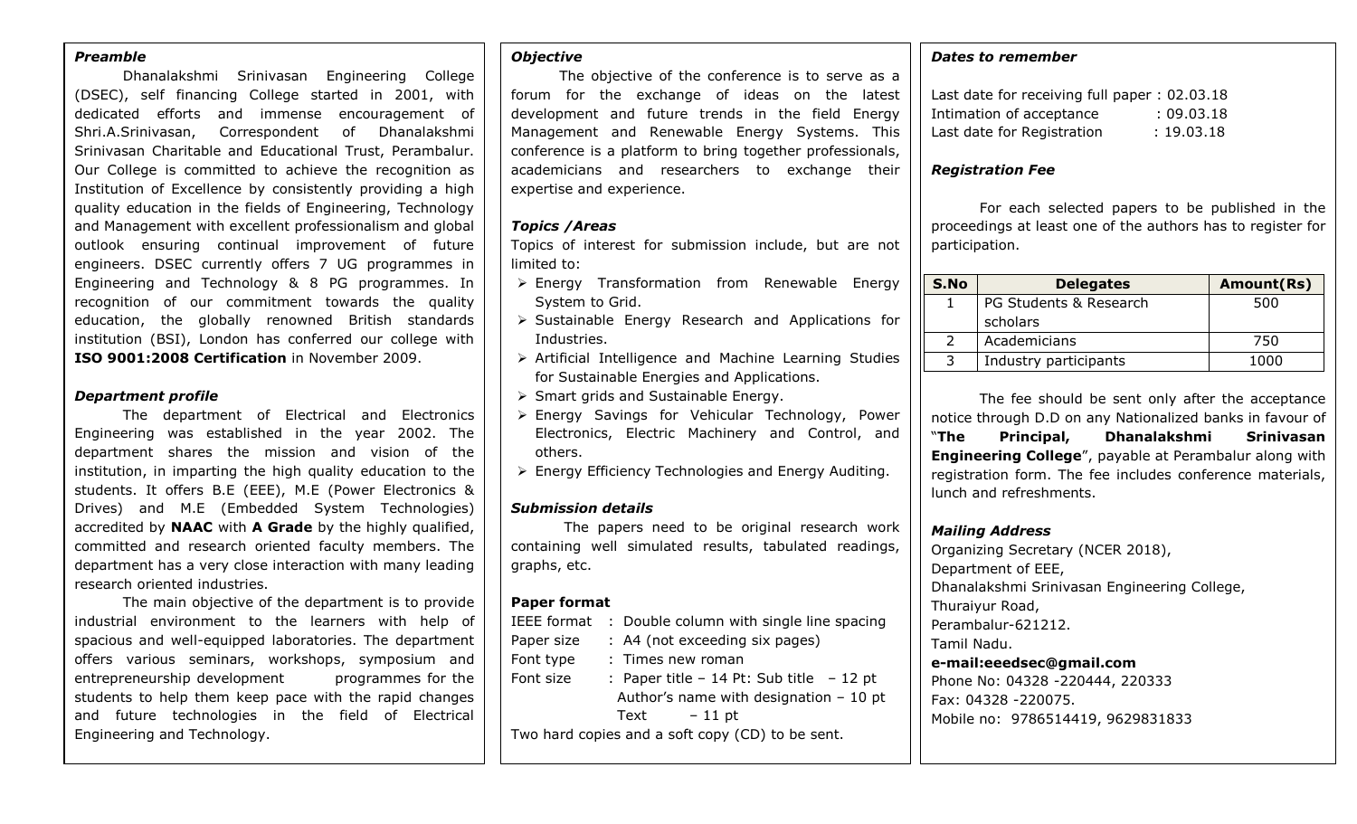### *Preamble*

Dhanalakshmi Srinivasan Engineering College (DSEC), self financing College started in 2001, with dedicated efforts and immense encouragement of Shri.A.Srinivasan, Correspondent of Dhanalakshmi Srinivasan Charitable and Educational Trust, Perambalur. Our College is committed to achieve the recognition as Institution of Excellence by consistently providing a high quality education in the fields of Engineering, Technology and Management with excellent professionalism and global outlook ensuring continual improvement of future engineers. DSEC currently offers 7 UG programmes in Engineering and Technology & 8 PG programmes. In recognition of our commitment towards the quality education, the globally renowned British standards institution (BSI), London has conferred our college with **ISO 9001:2008 Certification** in November 2009.

### *Department profile*

The department of Electrical and Electronics Engineering was established in the year 2002. The department shares the mission and vision of the institution, in imparting the high quality education to the students. It offers B.E (EEE), M.E (Power Electronics & Drives) and M.E (Embedded System Technologies) accredited by **NAAC** with **A Grade** by the highly qualified, committed and research oriented faculty members. The department has a very close interaction with many leading research oriented industries.

The main objective of the department is to provide industrial environment to the learners with help of spacious and well-equipped laboratories. The department offers various seminars, workshops, symposium and entrepreneurship development programmes for the students to help them keep pace with the rapid changes and future technologies in the field of Electrical Engineering and Technology.

### *Objective*

The objective of the conference is to serve as a forum for the exchange of ideas on the latest development and future trends in the field Energy Management and Renewable Energy Systems. This conference is a platform to bring together professionals, academicians and researchers to exchange their expertise and experience.

### *Topics /Areas*

Topics of interest for submission include, but are not limited to:

- Energy Transformation from Renewable Energy System to Grid.
- Sustainable Energy Research and Applications for Industries.
- Artificial Intelligence and Machine Learning Studies for Sustainable Energies and Applications.
- Smart grids and Sustainable Energy.
- Energy Savings for Vehicular Technology, Power Electronics, Electric Machinery and Control, and others.
- Energy Efficiency Technologies and Energy Auditing.

### *Submission details*

The papers need to be original research work containing well simulated results, tabulated readings, graphs, etc.

### **Paper format**

IEEE format : Double column with single line spacing
Paper size : A4 (not exceeding six pages)
Font type : Times new roman
Font size : Paper title – 14 Pt: Sub title – 12 pt
Author's name with designation – 10 pt
Text – 11 pt

Two hard copies and a soft copy (CD) to be sent.

### *Dates to remember*

Last date for receiving full paper : 02.03.18
Intimation of acceptance : 09.03.18
Last date for Registration : 19.03.18

### *Registration Fee*

For each selected papers to be published in the proceedings at least one of the authors has to register for participation.

| S.No | Delegates | Amount(Rs) |
|---|---|---|
| 1 | PG Students & Research scholars | 500 |
| 2 | Academicians | 750 |
| 3 | Industry participants | 1000 |

The fee should be sent only after the acceptance notice through D.D on any Nationalized banks in favour of "**The Principal, Dhanalakshmi Srinivasan Engineering College**", payable at Perambalur along with registration form. The fee includes conference materials, lunch and refreshments.

### *Mailing Address*

Organizing Secretary (NCER 2018),
Department of EEE,
Dhanalakshmi Srinivasan Engineering College,
Thuraiyur Road,
Perambalur-621212.
Tamil Nadu.
**e-mail:eeedsec@gmail.com**
Phone No: 04328 -220444, 220333
Fax: 04328 -220075.
Mobile no: 9786514419, 9629831833